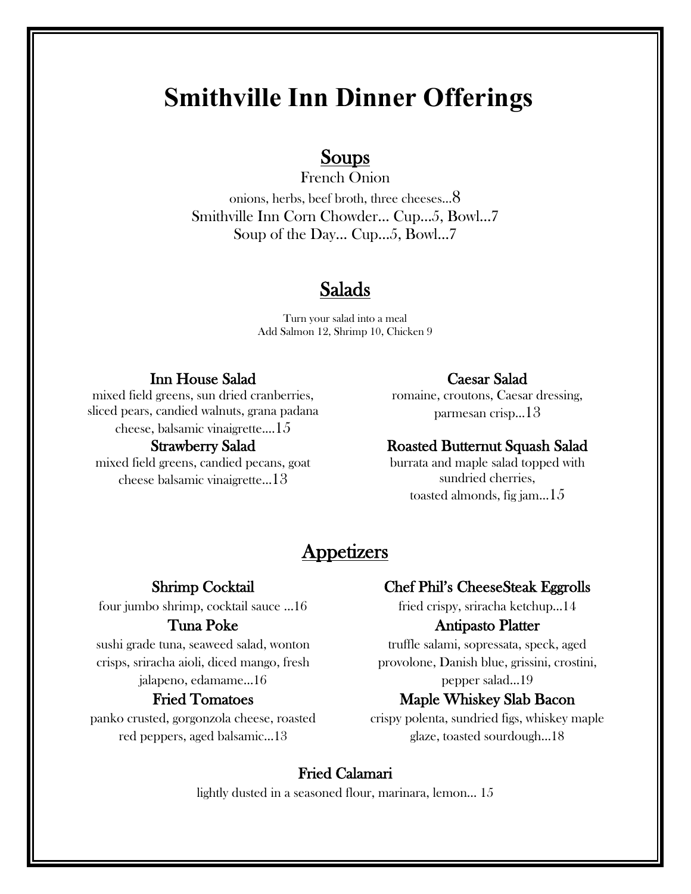# Smithville Inn Dinner Offerings

## Soups

French Onion

onions, herbs, beef broth, three cheeses…8

Smithville Inn Corn Chowder… Cup…5, Bowl…7

Soup of the Day… Cup…5, Bowl…7

## Salads

Turn your salad into a meal
Add Salmon 12, Shrimp 10, Chicken 9

### Inn House Salad

mixed field greens, sun dried cranberries, sliced pears, candied walnuts, grana padana cheese, balsamic vinaigrette….15

### Strawberry Salad

mixed field greens, candied pecans, goat cheese balsamic vinaigrette…13

### Caesar Salad

romaine, croutons, Caesar dressing, parmesan crisp…13

### Roasted Butternut Squash Salad

burrata and maple salad topped with sundried cherries, toasted almonds, fig jam…15

## Appetizers

### Shrimp Cocktail

four jumbo shrimp, cocktail sauce …16

### Tuna Poke

sushi grade tuna, seaweed salad, wonton crisps, sriracha aioli, diced mango, fresh jalapeno, edamame…16

### Fried Tomatoes

panko crusted, gorgonzola cheese, roasted red peppers, aged balsamic…13

### Chef Phil's CheeseSteak Eggrolls

fried crispy, sriracha ketchup…14

### Antipasto Platter

truffle salami, sopressata, speck, aged provolone, Danish blue, grissini, crostini, pepper salad…19

### Maple Whiskey Slab Bacon

crispy polenta, sundried figs, whiskey maple glaze, toasted sourdough…18

### Fried Calamari

lightly dusted in a seasoned flour, marinara, lemon… 15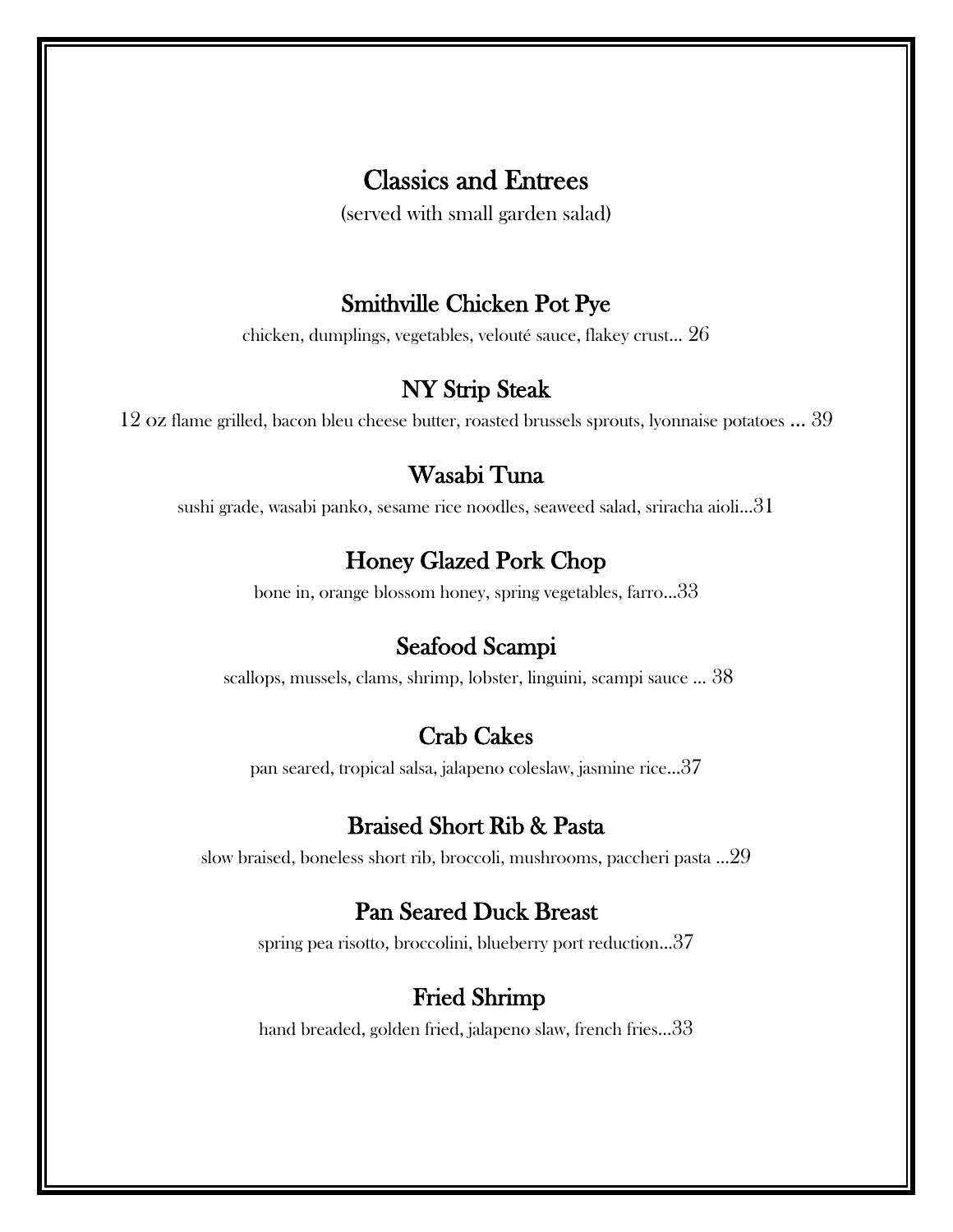# Classics and Entrees

(served with small garden salad)

## Smithville Chicken Pot Pye

chicken, dumplings, vegetables, velouté sauce, flakey crust… 26

## NY Strip Steak

12 oz flame grilled, bacon bleu cheese butter, roasted brussels sprouts, lyonnaise potatoes … 39

## Wasabi Tuna

sushi grade, wasabi panko, sesame rice noodles, seaweed salad, sriracha aioli…31

## Honey Glazed Pork Chop

bone in, orange blossom honey, spring vegetables, farro…33

## Seafood Scampi

scallops, mussels, clams, shrimp, lobster, linguini, scampi sauce … 38

## Crab Cakes

pan seared, tropical salsa, jalapeno coleslaw, jasmine rice…37

## Braised Short Rib & Pasta

slow braised, boneless short rib, broccoli, mushrooms, paccheri pasta …29

## Pan Seared Duck Breast

spring pea risotto, broccolini, blueberry port reduction…37

## Fried Shrimp

hand breaded, golden fried, jalapeno slaw, french fries…33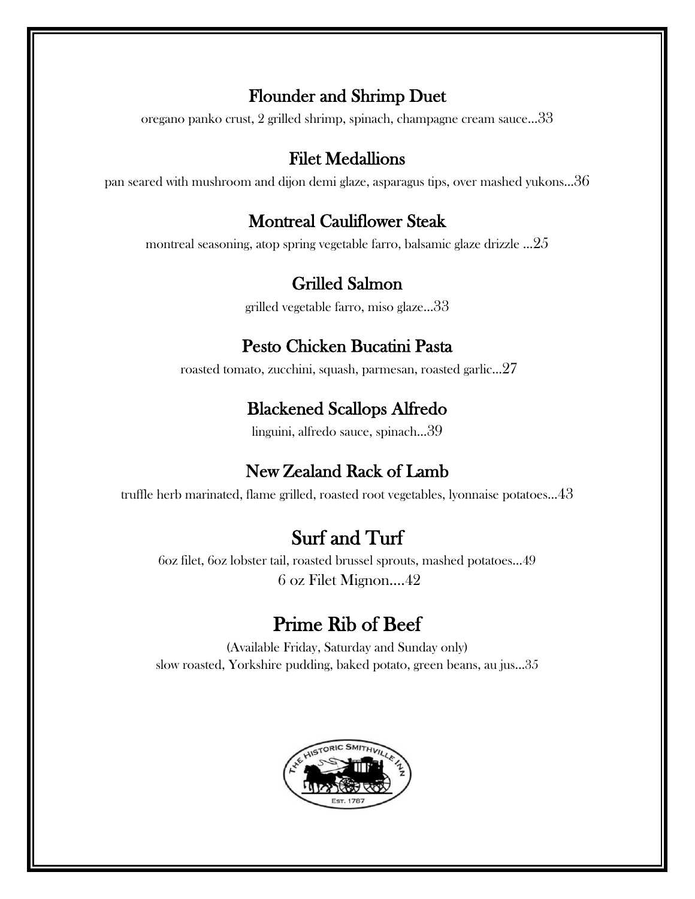## Flounder and Shrimp Duet

oregano panko crust, 2 grilled shrimp, spinach, champagne cream sauce...33

## Filet Medallions

pan seared with mushroom and dijon demi glaze, asparagus tips, over mashed yukons...36

## Montreal Cauliflower Steak

montreal seasoning, atop spring vegetable farro, balsamic glaze drizzle ...25

## Grilled Salmon

grilled vegetable farro, miso glaze...33

## Pesto Chicken Bucatini Pasta

roasted tomato, zucchini, squash, parmesan, roasted garlic...27

## Blackened Scallops Alfredo

linguini, alfredo sauce, spinach...39

## New Zealand Rack of Lamb

truffle herb marinated, flame grilled, roasted root vegetables, lyonnaise potatoes...43

## Surf and Turf

6oz filet, 6oz lobster tail, roasted brussel sprouts, mashed potatoes...49

6 oz Filet Mignon....42

## Prime Rib of Beef

(Available Friday, Saturday and Sunday only)

slow roasted, Yorkshire pudding, baked potato, green beans, au jus...35

The Historic Smithville Inn

Est. 1787